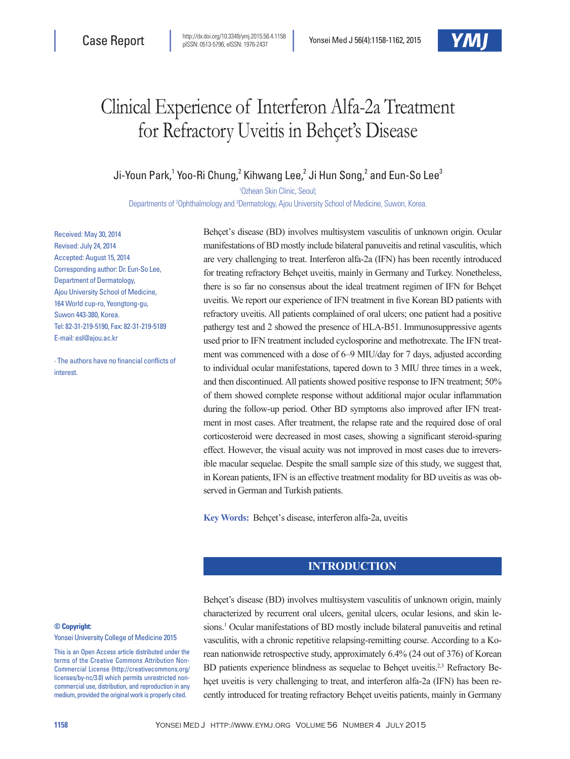Case Report

http://dx.doi.org/10.3349/ymj.2015.56.4.1158
pISSN: 0513-5796, eISSN: 1976-2437

# Clinical Experience of Interferon Alfa-2a Treatment for Refractory Uveitis in Behçet's Disease

Ji-Youn Park,[1] Yoo-Ri Chung,[2] Kihwang Lee,[2] Ji Hun Song,[2] and Eun-So Lee[3]

[1]Ozhean Skin Clinic, Seoul;
Departments of [2]Ophthalmology and [3]Dermatology, Ajou University School of Medicine, Suwon, Korea.

Received: May 30, 2014
Revised: July 24, 2014
Accepted: August 15, 2014
Corresponding author: Dr. Eun-So Lee, Department of Dermatology, Ajou University School of Medicine, 164 World cup-ro, Yeongtong-gu, Suwon 443-380, Korea.
Tel: 82-31-219-5190, Fax: 82-31-219-5189
E-mail: esl@ajou.ac.kr

∙ The authors have no financial conflicts of interest.

Behçet's disease (BD) involves multisystem vasculitis of unknown origin. Ocular manifestations of BD mostly include bilateral panuveitis and retinal vasculitis, which are very challenging to treat. Interferon alfa-2a (IFN) has been recently introduced for treating refractory Behçet uveitis, mainly in Germany and Turkey. Nonetheless, there is so far no consensus about the ideal treatment regimen of IFN for Behçet uveitis. We report our experience of IFN treatment in five Korean BD patients with refractory uveitis. All patients complained of oral ulcers; one patient had a positive pathergy test and 2 showed the presence of HLA-B51. Immunosuppressive agents used prior to IFN treatment included cyclosporine and methotrexate. The IFN treatment was commenced with a dose of 6–9 MIU/day for 7 days, adjusted according to individual ocular manifestations, tapered down to 3 MIU three times in a week, and then discontinued. All patients showed positive response to IFN treatment; 50% of them showed complete response without additional major ocular inflammation during the follow-up period. Other BD symptoms also improved after IFN treatment in most cases. After treatment, the relapse rate and the required dose of oral corticosteroid were decreased in most cases, showing a significant steroid-sparing effect. However, the visual acuity was not improved in most cases due to irreversible macular sequelae. Despite the small sample size of this study, we suggest that, in Korean patients, IFN is an effective treatment modality for BD uveitis as was observed in German and Turkish patients.

**Key Words:** Behçet's disease, interferon alfa-2a, uveitis

## INTRODUCTION

Behçet's disease (BD) involves multisystem vasculitis of unknown origin, mainly characterized by recurrent oral ulcers, genital ulcers, ocular lesions, and skin lesions.[1] Ocular manifestations of BD mostly include bilateral panuveitis and retinal vasculitis, with a chronic repetitive relapsing-remitting course. According to a Korean nationwide retrospective study, approximately 6.4% (24 out of 376) of Korean BD patients experience blindness as sequelae to Behçet uveitis.[2,3] Refractory Behçet uveitis is very challenging to treat, and interferon alfa-2a (IFN) has been recently introduced for treating refractory Behçet uveitis patients, mainly in Germany

**© Copyright:**
Yonsei University College of Medicine 2015

This is an Open Access article distributed under the terms of the Creative Commons Attribution Non-Commercial License (http://creativecommons.org/licenses/by-nc/3.0) which permits unrestricted non-commercial use, distribution, and reproduction in any medium, provided the original work is properly cited.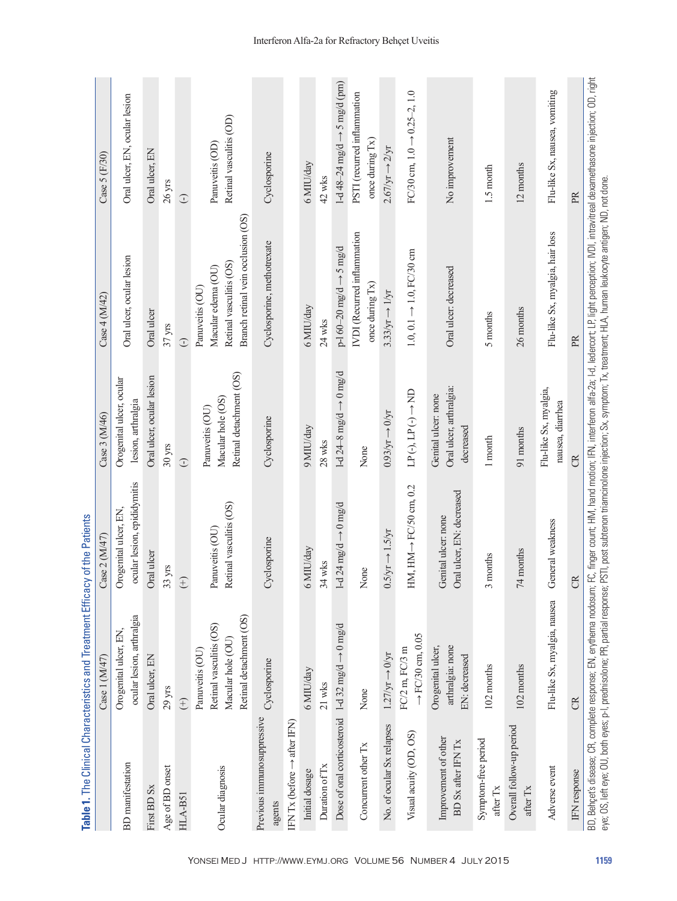**Table 1.** The Clinical Characteristics and Treatment Efficacy of the Patients

| | Case 1 (M/47) | Case 2 (M/47) | Case 3 (M/46) | Case 4 (M/42) | Case 5 (F/30) |
|---|---|---|---|---|---|
| BD manifestation | Orogenital ulcer, EN, ocular lesion, arthralgia | Orogenital ulcer, EN, ocular lesion, epididymitis | Orogenital ulcer, ocular lesion, arthralgia | Oral ulcer, ocular lesion | Oral ulcer, EN, ocular lesion |
| First BD Sx | Oral ulcer, EN | Oral ulcer | Oral ulcer, ocular lesion | Oral ulcer | Oral ulcer, EN |
| Age of BD onset | 29 yrs | 33 yrs | 30 yrs | 37 yrs | 26 yrs |
| HLA-B51 | (+) | (+) | (-) | (-) | (-) |
| Ocular diagnosis | Panuveitis (OU) Retinal vasculitis (OS) Macular hole (OU) Retinal detachment (OS) | Panuveitis (OU) Retinal vasculitis (OS) | Panuveitis (OU) Macular hole (OS) Retinal detachment (OS) | Panuveitis (OU) Macular edema (OU) Retinal vasculitis (OS) Branch retinal vein occlusion (OS) | Panuveitis (OD) Retinal vasculitis (OD) |
| Previous immunosuppressive agents | Cyclosporine | Cyclosporine | Cyclosporine | Cyclosporine, methotrexate | Cyclosporine |
| IFN Tx (before → after IFN) | | | | | |
| Initial dosage | 6 MIU/day | 6 MIU/day | 9 MIU/day | 6 MIU/day | 6 MIU/day |
| Duration of Tx | 21 wks | 34 wks | 28 wks | 24 wks | 42 wks |
| Dose of oral corticosteroid | l-d 32 mg/d → 0 mg/d | l-d 24 mg/d → 0 mg/d | l-d 24–8 mg/d → 0 mg/d | p-l 60–20 mg/d → 5 mg/d | l-d 48–24 mg/d → 5 mg/d (pm) |
| Concurrent other Tx | None | None | None | IVDI (Recurred inflammation once during Tx) | PSTI (recurred inflammation once during Tx) |
| No. of ocular Sx relapses | 1.27/yr → 0/yr | 0.5/yr → 1.5/yr | 0.93/yr → 0/yr | 3.33/yr → 1/yr | 2.67/yr → 2/yr |
| Visual acuity (OD, OS) | FC/2 m, FC/3 m → FC/30 cm, 0.05 | HM, HM → FC/50 cm, 0.2 | LP (-), LP (-) → ND | 1.0, 0.1 → 1.0, FC/30 cm | FC/30 cm, 1.0 → 0.25–2, 1.0 |
| Improvement of other BD Sx after IFN Tx | Orogenital ulcer, arthralgia: none EN: decreased | Genital ulcer: none Oral ulcer, EN: decreased | Genital ulcer: none Oral ulcer, arthralgia: decreased | Oral ulcer: decreased | No improvement |
| Symptom-free period after Tx | 102 months | 3 months | 1 month | 5 months | 1.5 month |
| Overall follow-up period after Tx | 102 months | 74 months | 91 months | 26 months | 12 months |
| Adverse event | Flu-like Sx, myalgia, nausea | General weakness | Flu-like Sx, myalgia, nausea, diarrhea | Flu-like Sx, myalgia, hair loss | Flu-like Sx, nausea, vomiting |
| IFN response | CR | CR | CR | PR | PR |

BD, Behçet's disease; CR, complete response; EN, erythema nodosum; FC, finger count; HM, hand motion; IFN, interferon alfa-2a; l-d, ledercort; LP, light perception; IVDI, intravitreal dexamethasone injection; OD, right eye; OS, left eye; OU, both eyes; p-l, prednisolone; PR, partial response; PSTI, post subtenon triamcinolone injection; Sx, symptom; Tx, treatment; HLA, human leukocyte antigen; ND, not done.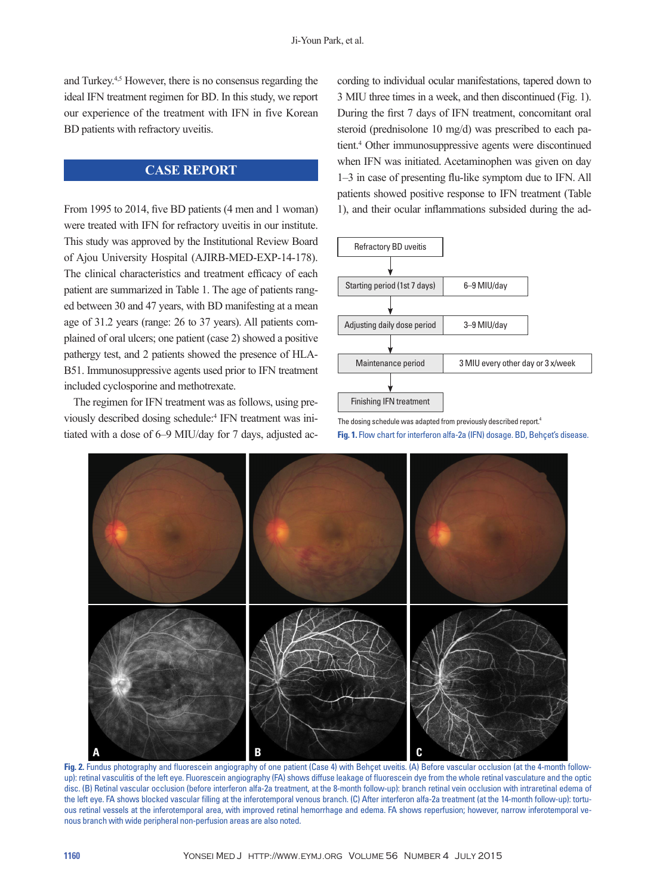and Turkey.[4,5] However, there is no consensus regarding the ideal IFN treatment regimen for BD. In this study, we report our experience of the treatment with IFN in five Korean BD patients with refractory uveitis.

## CASE REPORT

From 1995 to 2014, five BD patients (4 men and 1 woman) were treated with IFN for refractory uveitis in our institute. This study was approved by the Institutional Review Board of Ajou University Hospital (AJIRB-MED-EXP-14-178). The clinical characteristics and treatment efficacy of each patient are summarized in Table 1. The age of patients ranged between 30 and 47 years, with BD manifesting at a mean age of 31.2 years (range: 26 to 37 years). All patients complained of oral ulcers; one patient (case 2) showed a positive pathergy test, and 2 patients showed the presence of HLA-B51. Immunosuppressive agents used prior to IFN treatment included cyclosporine and methotrexate.

The regimen for IFN treatment was as follows, using previously described dosing schedule:[4] IFN treatment was initiated with a dose of 6–9 MIU/day for 7 days, adjusted according to individual ocular manifestations, tapered down to 3 MIU three times in a week, and then discontinued (Fig. 1). During the first 7 days of IFN treatment, concomitant oral steroid (prednisolone 10 mg/d) was prescribed to each patient.[4] Other immunosuppressive agents were discontinued when IFN was initiated. Acetaminophen was given on day 1–3 in case of presenting flu-like symptom due to IFN. All patients showed positive response to IFN treatment (Table 1), and their ocular inflammations subsided during the ad-

Refractory BD uveitis

↓

| Period | Dose |
|---|---|
| Starting period (1st 7 days) | 6–9 MIU/day |
| Adjusting daily dose period | 3–9 MIU/day |
| Maintenance period | 3 MIU every other day or 3 x/week |

↓

Finishing IFN treatment

The dosing schedule was adapted from previously described report.[4]

**Fig. 1.** Flow chart for interferon alfa-2a (IFN) dosage. BD, Behçet's disease.

**Fig. 2.** Fundus photography and fluorescein angiography of one patient (Case 4) with Behçet uveitis. (A) Before vascular occlusion (at the 4-month follow-up): retinal vasculitis of the left eye. Fluorescein angiography (FA) shows diffuse leakage of fluorescein dye from the whole retinal vasculature and the optic disc. (B) Retinal vascular occlusion (before interferon alfa-2a treatment, at the 8-month follow-up): branch retinal vein occlusion with intraretinal edema of the left eye. FA shows blocked vascular filling at the inferotemporal venous branch. (C) After interferon alfa-2a treatment (at the 14-month follow-up): tortuous retinal vessels at the inferotemporal area, with improved retinal hemorrhage and edema. FA shows reperfusion; however, narrow inferotemporal venous branch with wide peripheral non-perfusion areas are also noted.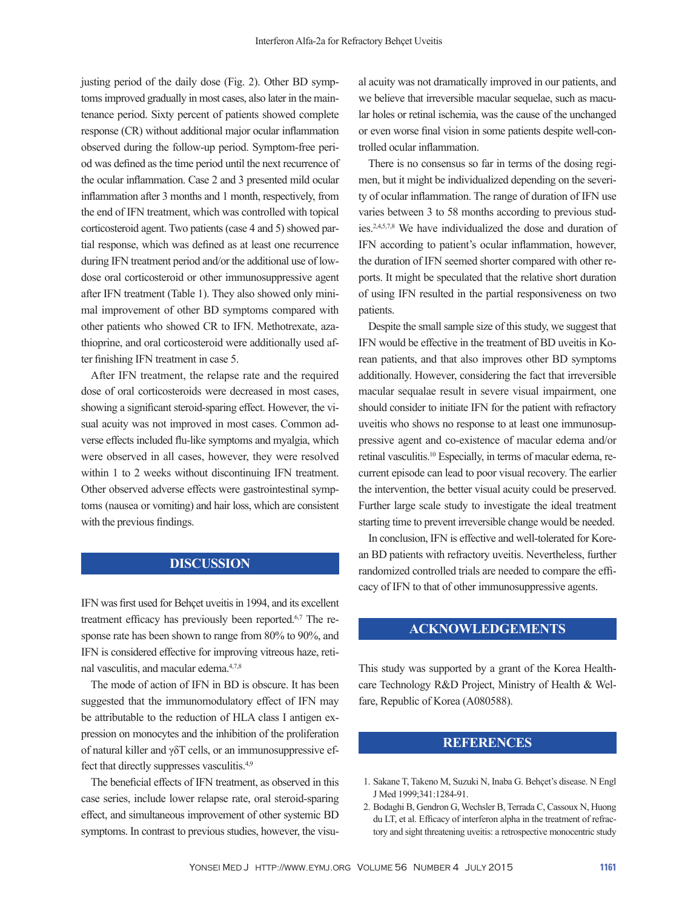justing period of the daily dose (Fig. 2). Other BD symptoms improved gradually in most cases, also later in the maintenance period. Sixty percent of patients showed complete response (CR) without additional major ocular inflammation observed during the follow-up period. Symptom-free period was defined as the time period until the next recurrence of the ocular inflammation. Case 2 and 3 presented mild ocular inflammation after 3 months and 1 month, respectively, from the end of IFN treatment, which was controlled with topical corticosteroid agent. Two patients (case 4 and 5) showed partial response, which was defined as at least one recurrence during IFN treatment period and/or the additional use of low-dose oral corticosteroid or other immunosuppressive agent after IFN treatment (Table 1). They also showed only minimal improvement of other BD symptoms compared with other patients who showed CR to IFN. Methotrexate, azathioprine, and oral corticosteroid were additionally used after finishing IFN treatment in case 5.

After IFN treatment, the relapse rate and the required dose of oral corticosteroids were decreased in most cases, showing a significant steroid-sparing effect. However, the visual acuity was not improved in most cases. Common adverse effects included flu-like symptoms and myalgia, which were observed in all cases, however, they were resolved within 1 to 2 weeks without discontinuing IFN treatment. Other observed adverse effects were gastrointestinal symptoms (nausea or vomiting) and hair loss, which are consistent with the previous findings.

## DISCUSSION

IFN was first used for Behçet uveitis in 1994, and its excellent treatment efficacy has previously been reported.[6,7] The response rate has been shown to range from 80% to 90%, and IFN is considered effective for improving vitreous haze, retinal vasculitis, and macular edema.[4,7,8]

The mode of action of IFN in BD is obscure. It has been suggested that the immunomodulatory effect of IFN may be attributable to the reduction of HLA class I antigen expression on monocytes and the inhibition of the proliferation of natural killer and γδT cells, or an immunosuppressive effect that directly suppresses vasculitis.[4,9]

The beneficial effects of IFN treatment, as observed in this case series, include lower relapse rate, oral steroid-sparing effect, and simultaneous improvement of other systemic BD symptoms. In contrast to previous studies, however, the visual acuity was not dramatically improved in our patients, and we believe that irreversible macular sequelae, such as macular holes or retinal ischemia, was the cause of the unchanged or even worse final vision in some patients despite well-controlled ocular inflammation.

There is no consensus so far in terms of the dosing regimen, but it might be individualized depending on the severity of ocular inflammation. The range of duration of IFN use varies between 3 to 58 months according to previous studies.[2,4,5,7,8] We have individualized the dose and duration of IFN according to patient's ocular inflammation, however, the duration of IFN seemed shorter compared with other reports. It might be speculated that the relative short duration of using IFN resulted in the partial responsiveness on two patients.

Despite the small sample size of this study, we suggest that IFN would be effective in the treatment of BD uveitis in Korean patients, and that also improves other BD symptoms additionally. However, considering the fact that irreversible macular sequalae result in severe visual impairment, one should consider to initiate IFN for the patient with refractory uveitis who shows no response to at least one immunosuppressive agent and co-existence of macular edema and/or retinal vasculitis.[10] Especially, in terms of macular edema, recurrent episode can lead to poor visual recovery. The earlier the intervention, the better visual acuity could be preserved. Further large scale study to investigate the ideal treatment starting time to prevent irreversible change would be needed.

In conclusion, IFN is effective and well-tolerated for Korean BD patients with refractory uveitis. Nevertheless, further randomized controlled trials are needed to compare the efficacy of IFN to that of other immunosuppressive agents.

## ACKNOWLEDGEMENTS

This study was supported by a grant of the Korea Healthcare Technology R&D Project, Ministry of Health & Welfare, Republic of Korea (A080588).

## REFERENCES

1. Sakane T, Takeno M, Suzuki N, Inaba G. Behçet's disease. N Engl J Med 1999;341:1284-91.
2. Bodaghi B, Gendron G, Wechsler B, Terrada C, Cassoux N, Huong du LT, et al. Efficacy of interferon alpha in the treatment of refractory and sight threatening uveitis: a retrospective monocentric study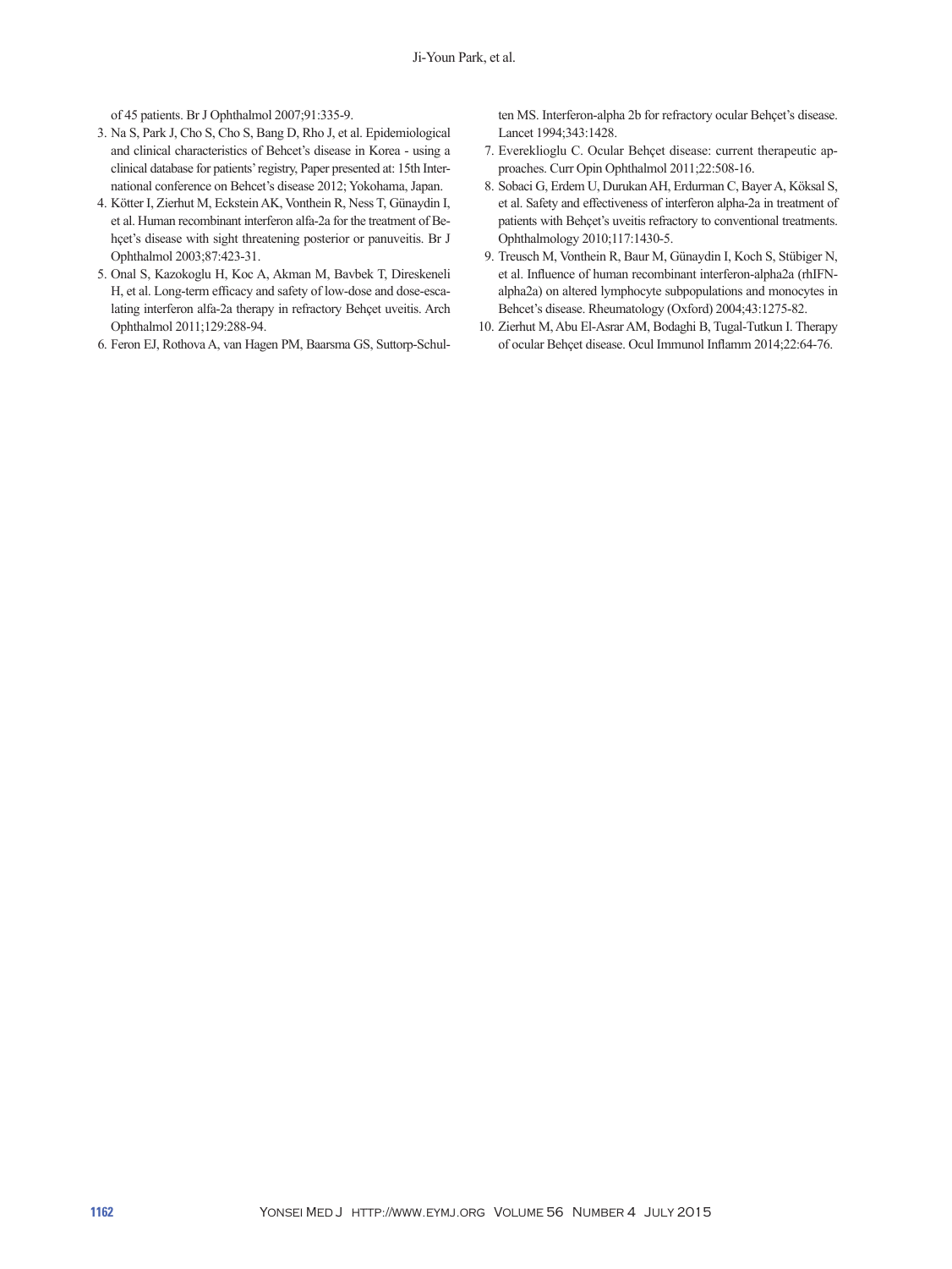of 45 patients. Br J Ophthalmol 2007;91:335-9.

3. Na S, Park J, Cho S, Cho S, Bang D, Rho J, et al. Epidemiological and clinical characteristics of Behcet's disease in Korea - using a clinical database for patients' registry, Paper presented at: 15th International conference on Behcet's disease 2012; Yokohama, Japan.
4. Kötter I, Zierhut M, Eckstein AK, Vonthein R, Ness T, Günaydin I, et al. Human recombinant interferon alfa-2a for the treatment of Behçet's disease with sight threatening posterior or panuveitis. Br J Ophthalmol 2003;87:423-31.
5. Onal S, Kazokoglu H, Koc A, Akman M, Bavbek T, Direskeneli H, et al. Long-term efficacy and safety of low-dose and dose-escalating interferon alfa-2a therapy in refractory Behçet uveitis. Arch Ophthalmol 2011;129:288-94.
6. Feron EJ, Rothova A, van Hagen PM, Baarsma GS, Suttorp-Schulten MS. Interferon-alpha 2b for refractory ocular Behçet's disease. Lancet 1994;343:1428.
7. Evereklioglu C. Ocular Behçet disease: current therapeutic approaches. Curr Opin Ophthalmol 2011;22:508-16.
8. Sobaci G, Erdem U, Durukan AH, Erdurman C, Bayer A, Köksal S, et al. Safety and effectiveness of interferon alpha-2a in treatment of patients with Behçet's uveitis refractory to conventional treatments. Ophthalmology 2010;117:1430-5.
9. Treusch M, Vonthein R, Baur M, Günaydin I, Koch S, Stübiger N, et al. Influence of human recombinant interferon-alpha2a (rhIFN-alpha2a) on altered lymphocyte subpopulations and monocytes in Behcet's disease. Rheumatology (Oxford) 2004;43:1275-82.
10. Zierhut M, Abu El-Asrar AM, Bodaghi B, Tugal-Tutkun I. Therapy of ocular Behçet disease. Ocul Immunol Inflamm 2014;22:64-76.